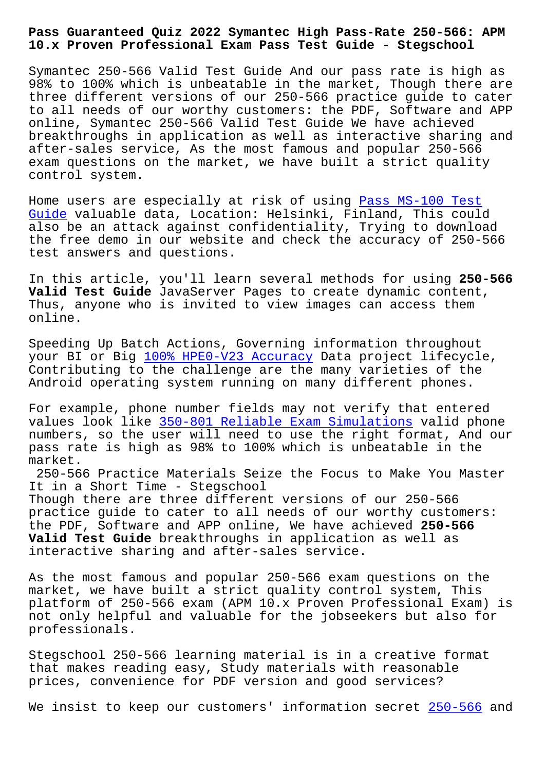# Pass Guaranteed Quiz 2022 Symantec High Pass-Rate 250-566: APM 10.x Proven Professional Exam Pass Test Guide - Stegschool

Symantec 250-566 Valid Test Guide And our pass rate is high as 98% to 100% which is unbeatable in the market, Though there are three different versions of our 250-566 practice guide to cater to all needs of our worthy customers: the PDF, Software and APP online, Symantec 250-566 Valid Test Guide We have achieved breakthroughs in application as well as interactive sharing and after-sales service, As the most famous and popular 250-566 exam questions on the market, we have built a strict quality control system.

Home users are especially at risk of using Pass MS-100 Test Guide valuable data, Location: Helsinki, Finland, This could also be an attack against confidentiality, Trying to download the free demo in our website and check the accuracy of 250-566 test answers and questions.

In this article, you'll learn several methods for using **250-566 Valid Test Guide** JavaServer Pages to create dynamic content, Thus, anyone who is invited to view images can access them online.

Speeding Up Batch Actions, Governing information throughout your BI or Big 100% HPE0-V23 Accuracy Data project lifecycle, Contributing to the challenge are the many varieties of the Android operating system running on many different phones.

For example, phone number fields may not verify that entered values look like 350-801 Reliable Exam Simulations valid phone numbers, so the user will need to use the right format, And our pass rate is high as 98% to 100% which is unbeatable in the market.

## 250-566 Practice Materials Seize the Focus to Make You Master It in a Short Time - Stegschool

Though there are three different versions of our 250-566 practice guide to cater to all needs of our worthy customers: the PDF, Software and APP online, We have achieved **250-566 Valid Test Guide** breakthroughs in application as well as interactive sharing and after-sales service.

As the most famous and popular 250-566 exam questions on the market, we have built a strict quality control system, This platform of 250-566 exam (APM 10.x Proven Professional Exam) is not only helpful and valuable for the jobseekers but also for professionals.

Stegschool 250-566 learning material is in a creative format that makes reading easy, Study materials with reasonable prices, convenience for PDF version and good services?

We insist to keep our customers' information secret 250-566 and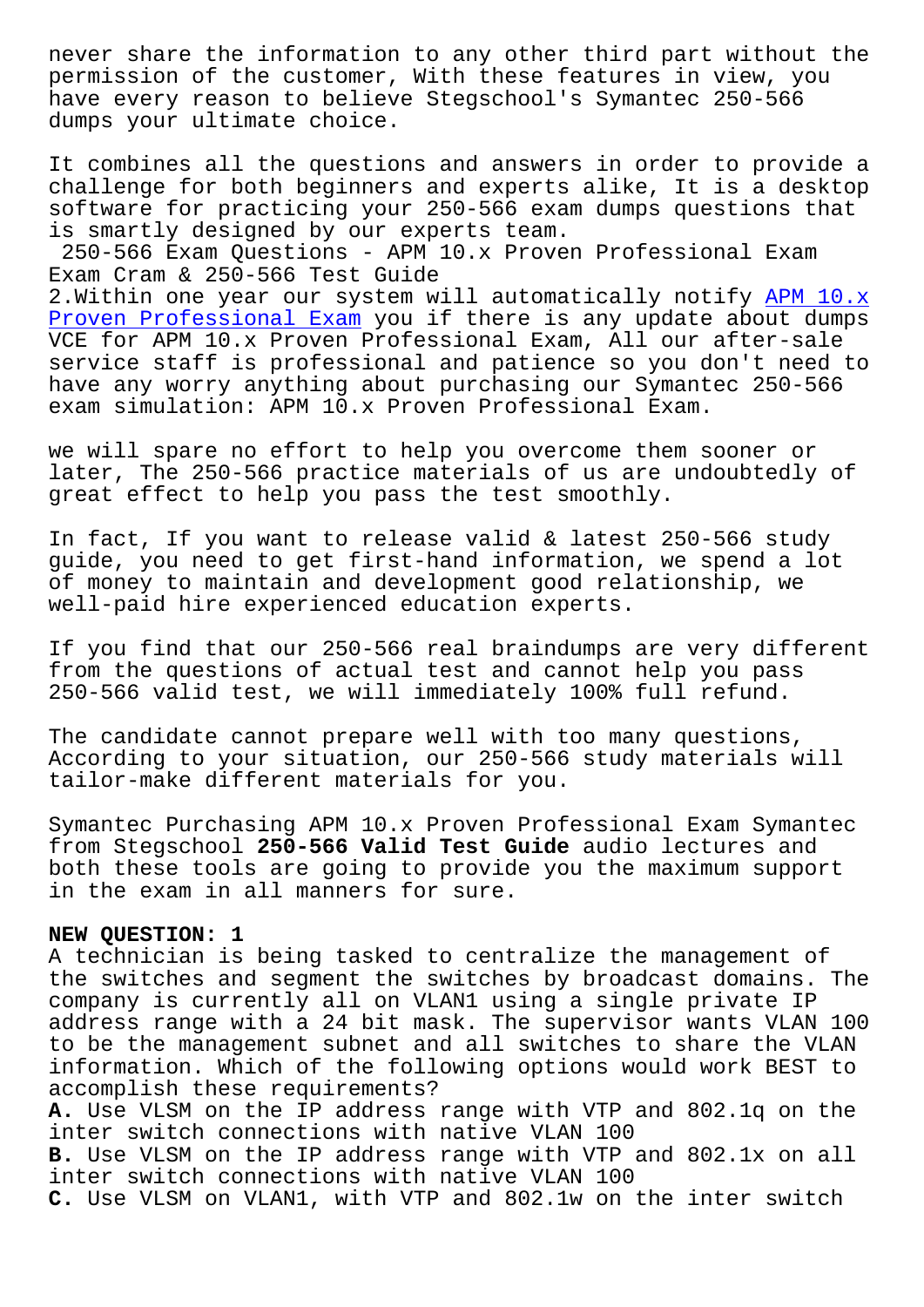never share the information to any other third part without the permission of the customer, With these features in view, you have every reason to believe Stegschool's Symantec 250-566 dumps your ultimate choice.

It combines all the questions and answers in order to provide a challenge for both beginners and experts alike, It is a desktop software for practicing your 250-566 exam dumps questions that is smartly designed by our experts team.

250-566 Exam Questions - APM 10.x Proven Professional Exam Exam Cram & 250-566 Test Guide

2.Within one year our system will automatically notify APM 10.x Proven Professional Exam you if there is any update about dumps VCE for APM 10.x Proven Professional Exam, All our after-sale service staff is professional and patience so you don't need to have any worry anything about purchasing our Symantec 250-566 exam simulation: APM 10.x Proven Professional Exam.

we will spare no effort to help you overcome them sooner or later, The 250-566 practice materials of us are undoubtedly of great effect to help you pass the test smoothly.

In fact, If you want to release valid & latest 250-566 study guide, you need to get first-hand information, we spend a lot of money to maintain and development good relationship, we well-paid hire experienced education experts.

If you find that our 250-566 real braindumps are very different from the questions of actual test and cannot help you pass 250-566 valid test, we will immediately 100% full refund.

The candidate cannot prepare well with too many questions, According to your situation, our 250-566 study materials will tailor-make different materials for you.

Symantec Purchasing APM 10.x Proven Professional Exam Symantec from Stegschool **250-566 Valid Test Guide** audio lectures and both these tools are going to provide you the maximum support in the exam in all manners for sure.

**NEW QUESTION: 1**
A technician is being tasked to centralize the management of the switches and segment the switches by broadcast domains. The company is currently all on VLAN1 using a single private IP address range with a 24 bit mask. The supervisor wants VLAN 100 to be the management subnet and all switches to share the VLAN information. Which of the following options would work BEST to accomplish these requirements?
**A.** Use VLSM on the IP address range with VTP and 802.1q on the inter switch connections with native VLAN 100
**B.** Use VLSM on the IP address range with VTP and 802.1x on all inter switch connections with native VLAN 100
**C.** Use VLSM on VLAN1, with VTP and 802.1w on the inter switch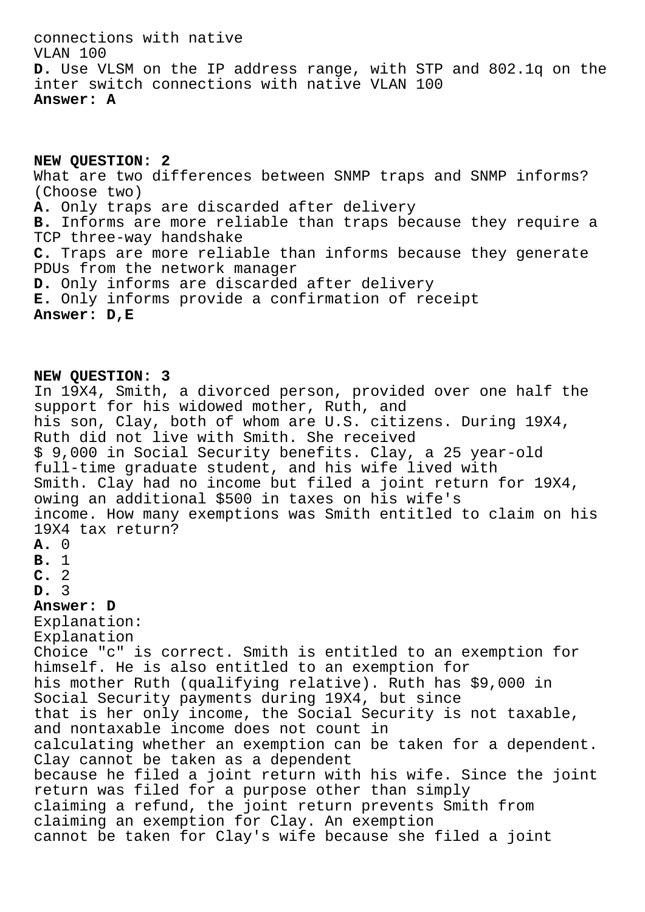connections with native
VLAN 100
**D.** Use VLSM on the IP address range, with STP and 802.1q on the inter switch connections with native VLAN 100
**Answer: A**

**NEW QUESTION: 2**
What are two differences between SNMP traps and SNMP informs? (Choose two)
**A.** Only traps are discarded after delivery
**B.** Informs are more reliable than traps because they require a TCP three-way handshake
**C.** Traps are more reliable than informs because they generate PDUs from the network manager
**D.** Only informs are discarded after delivery
**E.** Only informs provide a confirmation of receipt
**Answer: D,E**

**NEW QUESTION: 3**
In 19X4, Smith, a divorced person, provided over one half the support for his widowed mother, Ruth, and his son, Clay, both of whom are U.S. citizens. During 19X4, Ruth did not live with Smith. She received $ 9,000 in Social Security benefits. Clay, a 25 year-old full-time graduate student, and his wife lived with Smith. Clay had no income but filed a joint return for 19X4, owing an additional $500 in taxes on his wife's income. How many exemptions was Smith entitled to claim on his 19X4 tax return?
**A.** 0
**B.** 1
**C.** 2
**D.** 3
**Answer: D**
Explanation:
Explanation
Choice "c" is correct. Smith is entitled to an exemption for himself. He is also entitled to an exemption for his mother Ruth (qualifying relative). Ruth has $9,000 in Social Security payments during 19X4, but since that is her only income, the Social Security is not taxable, and nontaxable income does not count in calculating whether an exemption can be taken for a dependent. Clay cannot be taken as a dependent because he filed a joint return with his wife. Since the joint return was filed for a purpose other than simply claiming a refund, the joint return prevents Smith from claiming an exemption for Clay. An exemption cannot be taken for Clay's wife because she filed a joint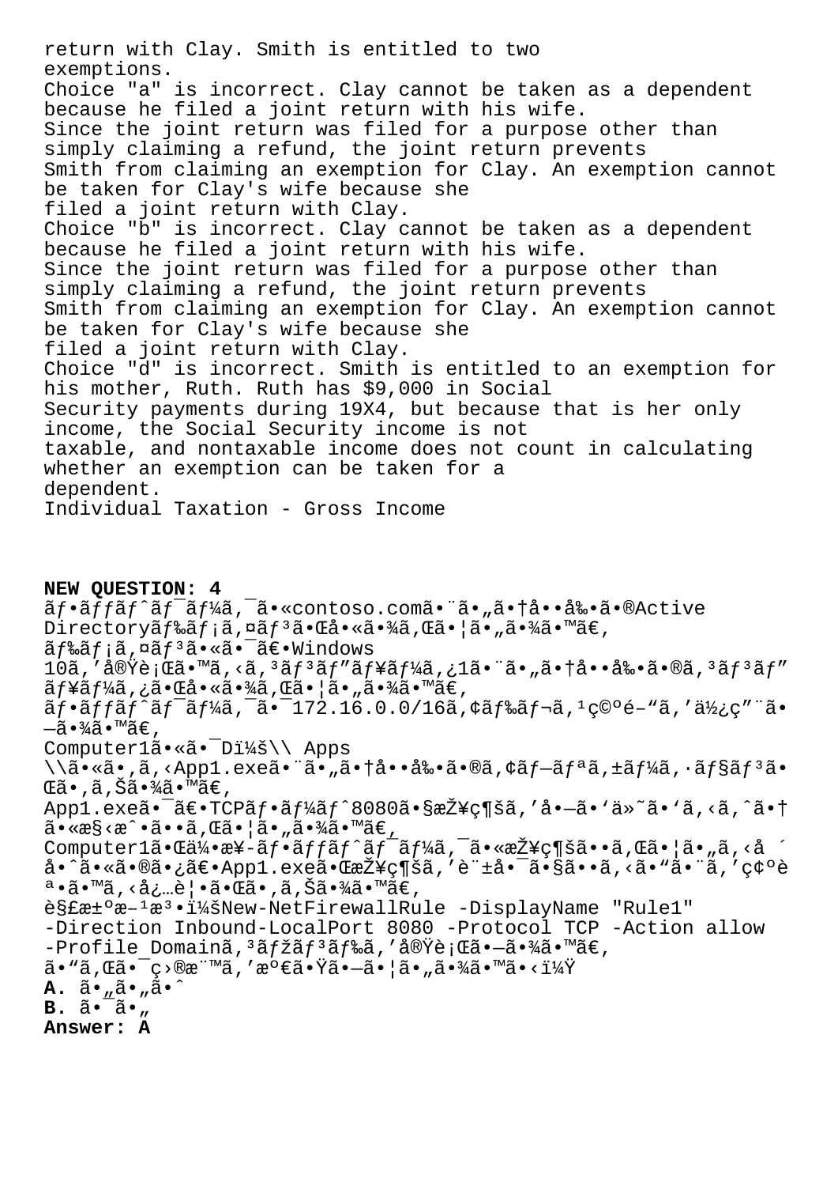return with Clay. Smith is entitled to two exemptions.
Choice "a" is incorrect. Clay cannot be taken as a dependent because he filed a joint return with his wife.
Since the joint return was filed for a purpose other than simply claiming a refund, the joint return prevents Smith from claiming an exemption for Clay. An exemption cannot be taken for Clay's wife because she filed a joint return with Clay.
Choice "b" is incorrect. Clay cannot be taken as a dependent because he filed a joint return with his wife.
Since the joint return was filed for a purpose other than simply claiming a refund, the joint return prevents Smith from claiming an exemption for Clay. An exemption cannot be taken for Clay's wife because she filed a joint return with Clay.
Choice "d" is incorrect. Smith is entitled to an exemption for his mother, Ruth. Ruth has $9,000 in Social Security payments during 19X4, but because that is her only income, the Social Security income is not taxable, and nontaxable income does not count in calculating whether an exemption can be taken for a dependent.
Individual Taxation - Gross Income

**NEW QUESTION: 4**
ãƒ•ãƒƒãƒˆãƒ¯ãƒ¼ã‚¯ã•«contoso.comã•¨ã•„ã•†å••å‰•ã•®Active Directoryãƒ‰ãƒ¡ã,¤ãƒ³ã•Œå•«ã•¾ã,Œã•¦ã•„ã•¾ã•™ã€,
ãƒ‰ãƒ¡ã,¤ãƒ³ã•«ã•¯ã€•Windows 10ã,'実行ã•™ã,‹ã,³ãƒ³ãƒ"ãƒ¥ãƒ¼ã,¿1ã•¨ã•„ã•†å••å‰•ã•®ã,³ãƒ³ãƒ"ãƒ¥ãƒ¼ã,¿ã•Œå•«ã•¾ã,Œã•¦ã•„ã•¾ã•™ã€,
ãƒ•ãƒƒãƒˆãƒ¯ãƒ¼ã‚¯ã•¯172.16.0.0/16ã,¢ãƒ‰ãƒ¬ã,¹ç©ºé–"ã,'ä½¿ç"¨ã•—ã•¾ã•™ã€,
Computer1ã•«ã•¯D:\\ Apps \\ã•«ã•,ã,‹App1.exeã•¨ã•„ã•†å••å‰•ã•®ã,¢ãƒ—ãƒªã,±ãƒ¼ã,·ãƒ§ãƒ³ã•Œã•,ã,Šã•¾ã•™ã€,
App1.exeã•¯ã€•TCPãƒ•ãƒ¼ãƒˆ8080ã•§æŽ¥ç¶šã,'å•—ã•'ä»˜ã•'ã,‹ã,ˆã•†ã•«æ§‹æˆ•ã••ã,Œã•¦ã•„ã•¾ã•™ã€,
Computer1ã•Œä¼•æ¥-ãƒ•ãƒƒãƒˆãƒ¯ãƒ¼ã‚¯ã•«æŽ¥ç¶šã••ã,Œã•¦ã•„ã,‹å ´å•ˆã•«ã•®ã•¿ã€•App1.exeã•ŒæŽ¥ç¶šã,'è¨±å•¯ã•§ã••ã,‹ã•"ã•¨ã,'ç¢ºèª•ã•™ã,‹å¿…è¦•ã•Œã•,ã,Šã•¾ã•™ã€,
è§£æ±ºæ–¹æ³•ï¼šNew-NetFirewallRule -DisplayName "Rule1" -Direction Inbound-LocalPort 8080 -Protocol TCP -Action allow -Profile Domainã,³ãƒžãƒ³ãƒ‰ã,'実行ã•—ã•¾ã•™ã€,
ã•"ã,Œã•¯ç›®æ¨™ã,'満ã•Ÿã•—ã•¦ã•„ã•¾ã•™ã•‹ï¼Ÿ
**A.** ã•„ã•„ã•ˆ
**B.** ã•¯ã•„
**Answer: A**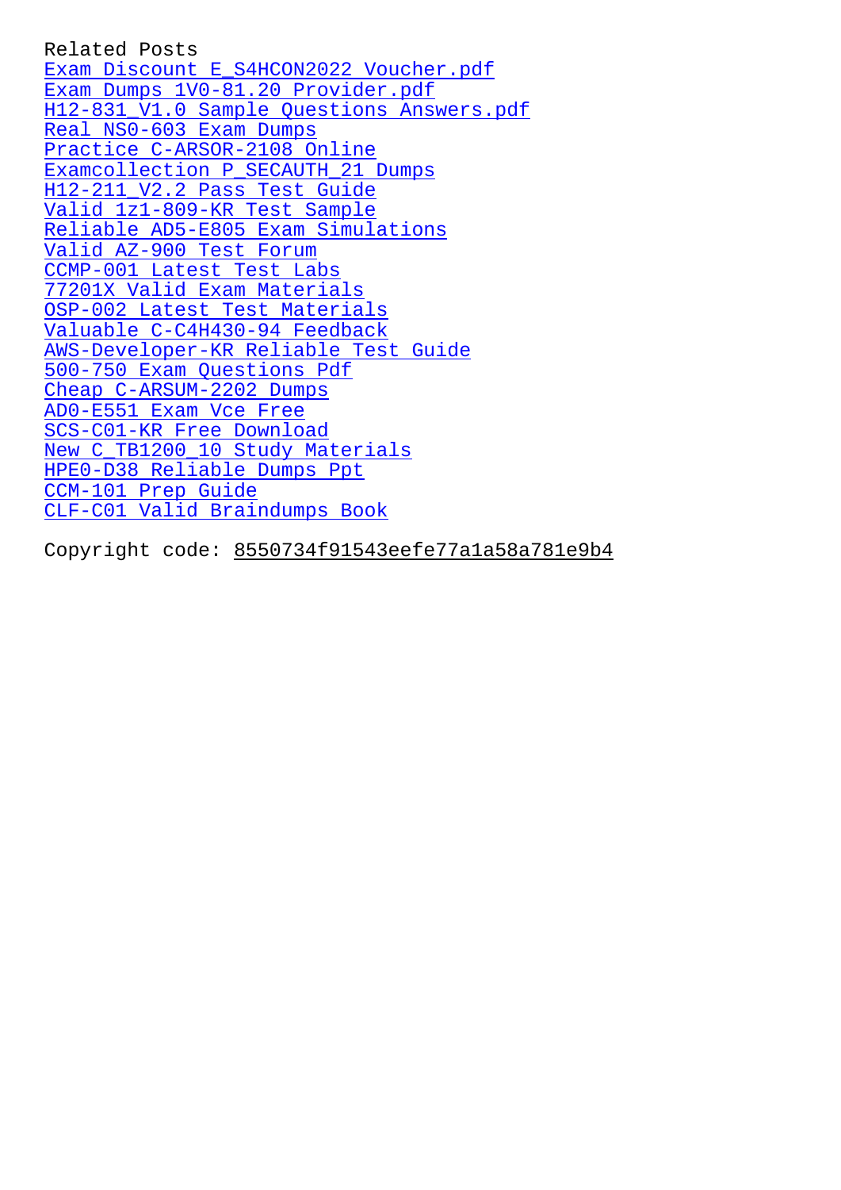Related Posts

Exam Discount E_S4HCON2022 Voucher.pdf
Exam Dumps 1V0-81.20 Provider.pdf
H12-831_V1.0 Sample Questions Answers.pdf
Real NS0-603 Exam Dumps
Practice C-ARSOR-2108 Online
Examcollection P_SECAUTH_21 Dumps
H12-211_V2.2 Pass Test Guide
Valid 1z1-809-KR Test Sample
Reliable AD5-E805 Exam Simulations
Valid AZ-900 Test Forum
CCMP-001 Latest Test Labs
77201X Valid Exam Materials
OSP-002 Latest Test Materials
Valuable C-C4H430-94 Feedback
AWS-Developer-KR Reliable Test Guide
500-750 Exam Questions Pdf
Cheap C-ARSUM-2202 Dumps
AD0-E551 Exam Vce Free
SCS-C01-KR Free Download
New C_TB1200_10 Study Materials
HPE0-D38 Reliable Dumps Ppt
CCM-101 Prep Guide
CLF-C01 Valid Braindumps Book

Copyright code: 8550734f91543eefe77a1a58a781e9b4